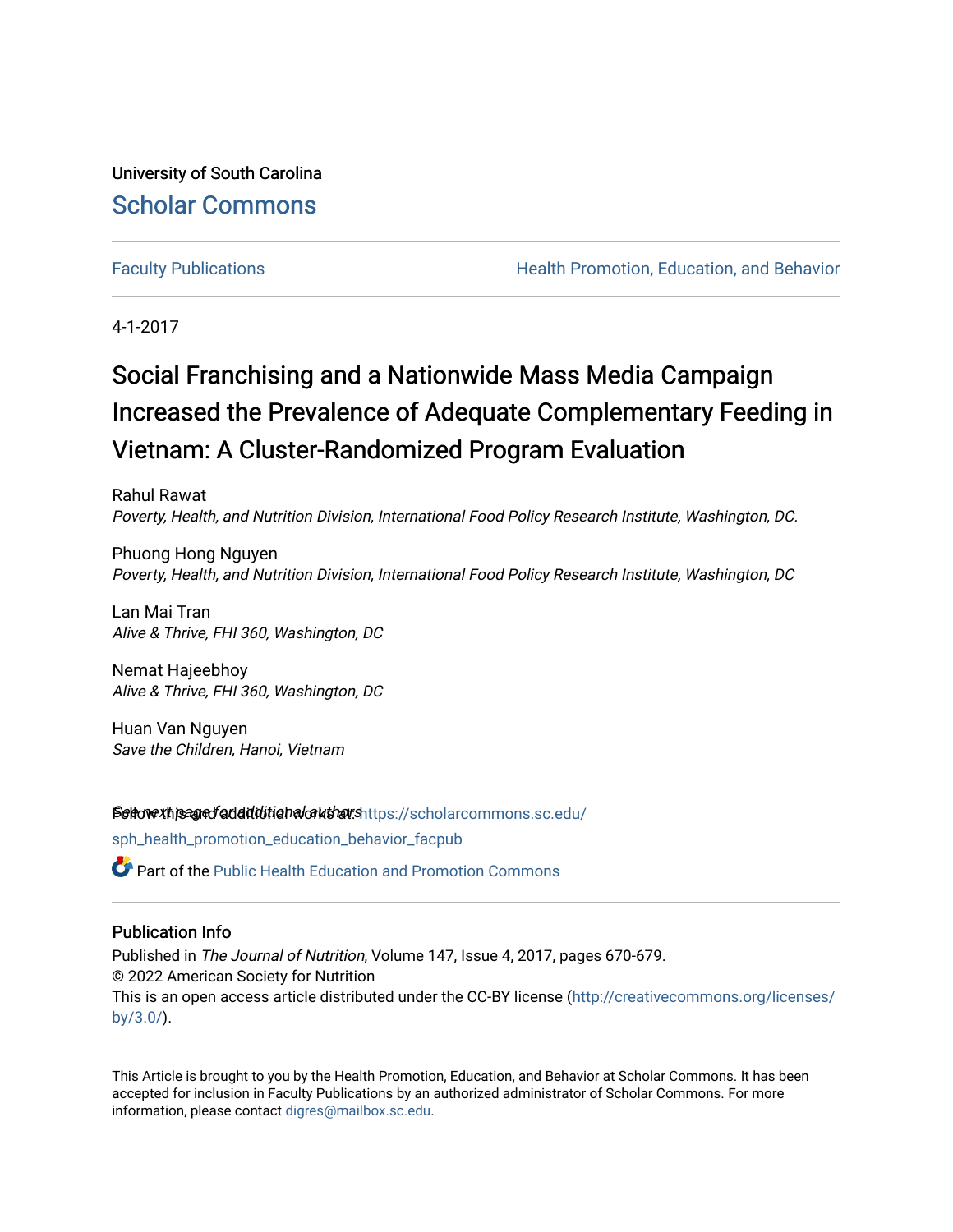University of South Carolina

# Scholar Commons

Faculty Publications

Health Promotion, Education, and Behavior

4-1-2017

# Social Franchising and a Nationwide Mass Media Campaign Increased the Prevalence of Adequate Complementary Feeding in Vietnam: A Cluster-Randomized Program Evaluation

Rahul Rawat
*Poverty, Health, and Nutrition Division, International Food Policy Research Institute, Washington, DC.*

Phuong Hong Nguyen
*Poverty, Health, and Nutrition Division, International Food Policy Research Institute, Washington, DC*

Lan Mai Tran
*Alive & Thrive, FHI 360, Washington, DC*

Nemat Hajeebhoy
*Alive & Thrive, FHI 360, Washington, DC*

Huan Van Nguyen
*Save the Children, Hanoi, Vietnam*

See next page for additional authors

Follow this and additional works at: https://scholarcommons.sc.edu/sph_health_promotion_education_behavior_facpub

Part of the Public Health Education and Promotion Commons

## Publication Info

Published in *The Journal of Nutrition*, Volume 147, Issue 4, 2017, pages 670-679.
© 2022 American Society for Nutrition
This is an open access article distributed under the CC-BY license (http://creativecommons.org/licenses/by/3.0/).

This Article is brought to you by the Health Promotion, Education, and Behavior at Scholar Commons. It has been accepted for inclusion in Faculty Publications by an authorized administrator of Scholar Commons. For more information, please contact digres@mailbox.sc.edu.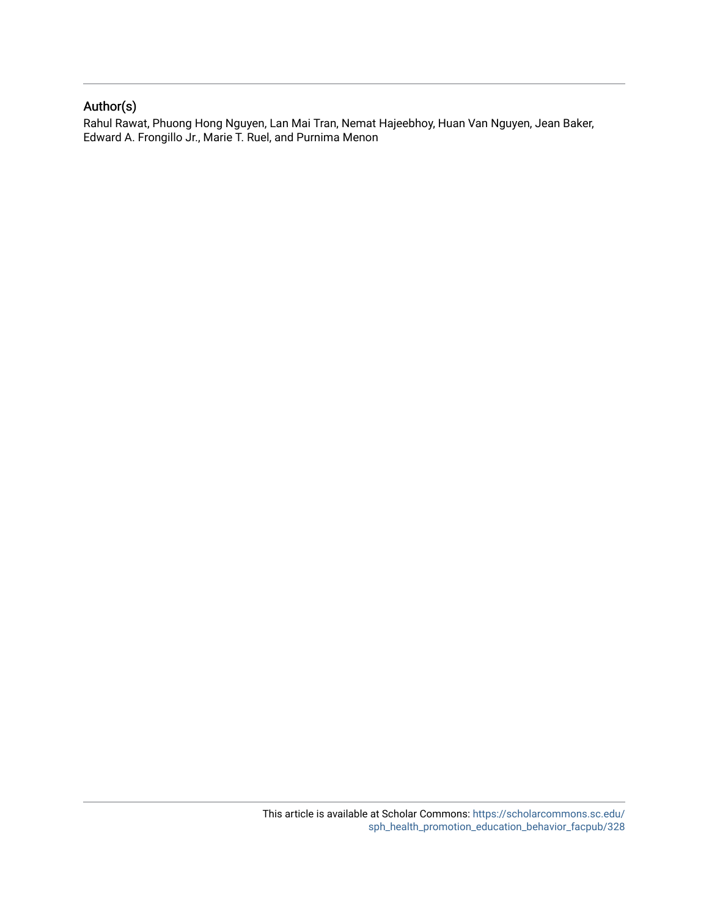## Author(s)

Rahul Rawat, Phuong Hong Nguyen, Lan Mai Tran, Nemat Hajeebhoy, Huan Van Nguyen, Jean Baker, Edward A. Frongillo Jr., Marie T. Ruel, and Purnima Menon

This article is available at Scholar Commons: https://scholarcommons.sc.edu/sph_health_promotion_education_behavior_facpub/328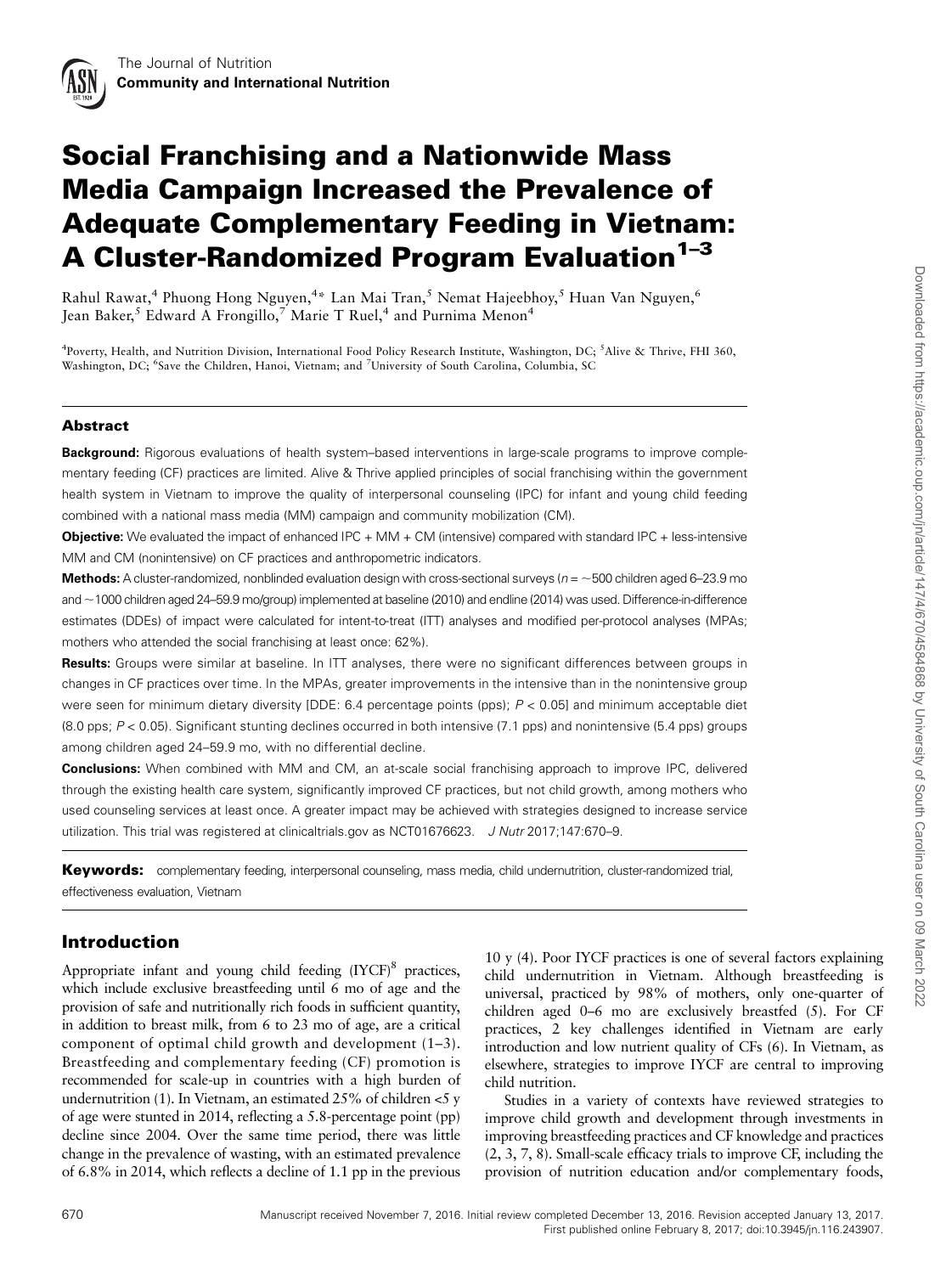# Social Franchising and a Nationwide Mass Media Campaign Increased the Prevalence of Adequate Complementary Feeding in Vietnam: A Cluster-Randomized Program Evaluation[1–3]

Rahul Rawat,[4] Phuong Hong Nguyen,[4]* Lan Mai Tran,[5] Nemat Hajeebhoy,[5] Huan Van Nguyen,[6] Jean Baker,[5] Edward A Frongillo,[7] Marie T Ruel,[4] and Purnima Menon[4]

[4]Poverty, Health, and Nutrition Division, International Food Policy Research Institute, Washington, DC; [5]Alive & Thrive, FHI 360, Washington, DC; [6]Save the Children, Hanoi, Vietnam; and [7]University of South Carolina, Columbia, SC

## Abstract

**Background:** Rigorous evaluations of health system–based interventions in large-scale programs to improve complementary feeding (CF) practices are limited. Alive & Thrive applied principles of social franchising within the government health system in Vietnam to improve the quality of interpersonal counseling (IPC) for infant and young child feeding combined with a national mass media (MM) campaign and community mobilization (CM).

**Objective:** We evaluated the impact of enhanced IPC + MM + CM (intensive) compared with standard IPC + less-intensive MM and CM (nonintensive) on CF practices and anthropometric indicators.

**Methods:** A cluster-randomized, nonblinded evaluation design with cross-sectional surveys ($n$ = ~500 children aged 6–23.9 mo and ~1000 children aged 24–59.9 mo/group) implemented at baseline (2010) and endline (2014) was used. Difference-in-difference estimates (DDEs) of impact were calculated for intent-to-treat (ITT) analyses and modified per-protocol analyses (MPAs; mothers who attended the social franchising at least once: 62%).

**Results:** Groups were similar at baseline. In ITT analyses, there were no significant differences between groups in changes in CF practices over time. In the MPAs, greater improvements in the intensive than in the nonintensive group were seen for minimum dietary diversity [DDE: 6.4 percentage points (pps); $P < 0.05$] and minimum acceptable diet (8.0 pps; $P < 0.05$). Significant stunting declines occurred in both intensive (7.1 pps) and nonintensive (5.4 pps) groups among children aged 24–59.9 mo, with no differential decline.

**Conclusions:** When combined with MM and CM, an at-scale social franchising approach to improve IPC, delivered through the existing health care system, significantly improved CF practices, but not child growth, among mothers who used counseling services at least once. A greater impact may be achieved with strategies designed to increase service utilization. This trial was registered at clinicaltrials.gov as NCT01676623. *J Nutr* 2017;147:670–9.

**Keywords:** complementary feeding, interpersonal counseling, mass media, child undernutrition, cluster-randomized trial, effectiveness evaluation, Vietnam

## Introduction

Appropriate infant and young child feeding (IYCF)[8] practices, which include exclusive breastfeeding until 6 mo of age and the provision of safe and nutritionally rich foods in sufficient quantity, in addition to breast milk, from 6 to 23 mo of age, are a critical component of optimal child growth and development (1–3). Breastfeeding and complementary feeding (CF) promotion is recommended for scale-up in countries with a high burden of undernutrition (1). In Vietnam, an estimated 25% of children <5 y of age were stunted in 2014, reflecting a 5.8-percentage point (pp) decline since 2004. Over the same time period, there was little change in the prevalence of wasting, with an estimated prevalence of 6.8% in 2014, which reflects a decline of 1.1 pp in the previous 10 y (4). Poor IYCF practices is one of several factors explaining child undernutrition in Vietnam. Although breastfeeding is universal, practiced by 98% of mothers, only one-quarter of children aged 0–6 mo are exclusively breastfed (5). For CF practices, 2 key challenges identified in Vietnam are early introduction and low nutrient quality of CFs (6). In Vietnam, as elsewhere, strategies to improve IYCF are central to improving child nutrition.

Studies in a variety of contexts have reviewed strategies to improve child growth and development through investments in improving breastfeeding practices and CF knowledge and practices (2, 3, 7, 8). Small-scale efficacy trials to improve CF, including the provision of nutrition education and/or complementary foods,

Manuscript received November 7, 2016. Initial review completed December 13, 2016. Revision accepted January 13, 2017.
First published online February 8, 2017; doi:10.3945/jn.116.243907.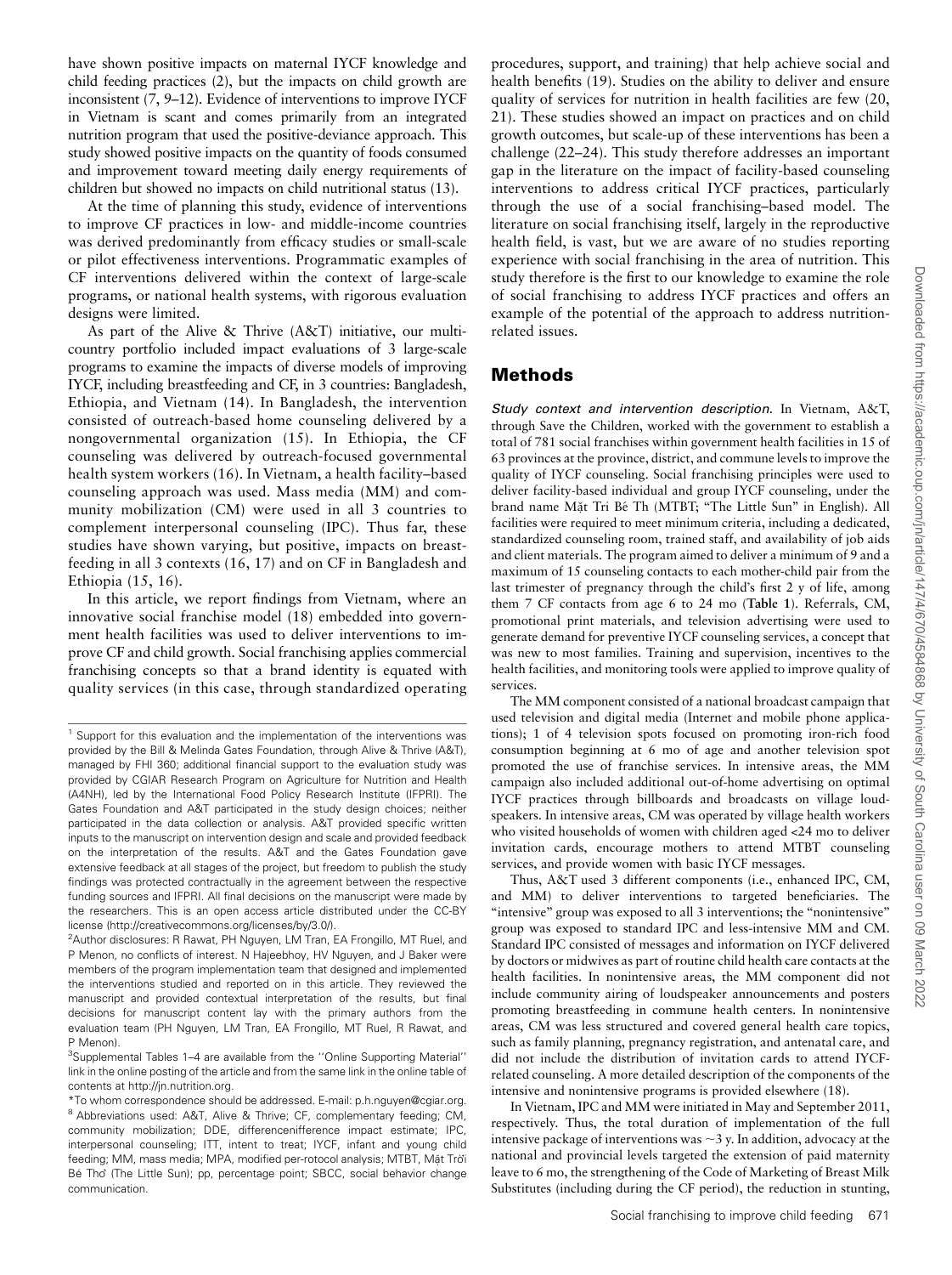have shown positive impacts on maternal IYCF knowledge and child feeding practices (2), but the impacts on child growth are inconsistent (7, 9–12). Evidence of interventions to improve IYCF in Vietnam is scant and comes primarily from an integrated nutrition program that used the positive-deviance approach. This study showed positive impacts on the quantity of foods consumed and improvement toward meeting daily energy requirements of children but showed no impacts on child nutritional status (13).

At the time of planning this study, evidence of interventions to improve CF practices in low- and middle-income countries was derived predominantly from efficacy studies or small-scale or pilot effectiveness interventions. Programmatic examples of CF interventions delivered within the context of large-scale programs, or national health systems, with rigorous evaluation designs were limited.

As part of the Alive & Thrive (A&T) initiative, our multicountry portfolio included impact evaluations of 3 large-scale programs to examine the impacts of diverse models of improving IYCF, including breastfeeding and CF, in 3 countries: Bangladesh, Ethiopia, and Vietnam (14). In Bangladesh, the intervention consisted of outreach-based home counseling delivered by a nongovernmental organization (15). In Ethiopia, the CF counseling was delivered by outreach-focused governmental health system workers (16). In Vietnam, a health facility–based counseling approach was used. Mass media (MM) and community mobilization (CM) were used in all 3 countries to complement interpersonal counseling (IPC). Thus far, these studies have shown varying, but positive, impacts on breastfeeding in all 3 contexts (16, 17) and on CF in Bangladesh and Ethiopia (15, 16).

In this article, we report findings from Vietnam, where an innovative social franchise model (18) embedded into government health facilities was used to deliver interventions to improve CF and child growth. Social franchising applies commercial franchising concepts so that a brand identity is equated with quality services (in this case, through standardized operating procedures, support, and training) that help achieve social and health benefits (19). Studies on the ability to deliver and ensure quality of services for nutrition in health facilities are few (20, 21). These studies showed an impact on practices and on child growth outcomes, but scale-up of these interventions has been a challenge (22–24). This study therefore addresses an important gap in the literature on the impact of facility-based counseling interventions to address critical IYCF practices, particularly through the use of a social franchising–based model. The literature on social franchising itself, largely in the reproductive health field, is vast, but we are aware of no studies reporting experience with social franchising in the area of nutrition. This study therefore is the first to our knowledge to examine the role of social franchising to address IYCF practices and offers an example of the potential of the approach to address nutrition-related issues.

## Methods

*Study context and intervention description.* In Vietnam, A&T, through Save the Children, worked with the government to establish a total of 781 social franchises within government health facilities in 15 of 63 provinces at the province, district, and commune levels to improve the quality of IYCF counseling. Social franchising principles were used to deliver facility-based individual and group IYCF counseling, under the brand name Mặt Tri Bé Th (MTBT; "The Little Sun" in English). All facilities were required to meet minimum criteria, including a dedicated, standardized counseling room, trained staff, and availability of job aids and client materials. The program aimed to deliver a minimum of 9 and a maximum of 15 counseling contacts to each mother-child pair from the last trimester of pregnancy through the child's first 2 y of life, among them 7 CF contacts from age 6 to 24 mo (**Table 1**). Referrals, CM, promotional print materials, and television advertising were used to generate demand for preventive IYCF counseling services, a concept that was new to most families. Training and supervision, incentives to the health facilities, and monitoring tools were applied to improve quality of services.

The MM component consisted of a national broadcast campaign that used television and digital media (Internet and mobile phone applications); 1 of 4 television spots focused on promoting iron-rich food consumption beginning at 6 mo of age and another television spot promoted the use of franchise services. In intensive areas, the MM campaign also included additional out-of-home advertising on optimal IYCF practices through billboards and broadcasts on village loudspeakers. In intensive areas, CM was operated by village health workers who visited households of women with children aged <24 mo to deliver invitation cards, encourage mothers to attend MTBT counseling services, and provide women with basic IYCF messages.

Thus, A&T used 3 different components (i.e., enhanced IPC, CM, and MM) to deliver interventions to targeted beneficiaries. The "intensive" group was exposed to all 3 interventions; the "nonintensive" group was exposed to standard IPC and less-intensive MM and CM. Standard IPC consisted of messages and information on IYCF delivered by doctors or midwives as part of routine child health care contacts at the health facilities. In nonintensive areas, the MM component did not include community airing of loudspeaker announcements and posters promoting breastfeeding in commune health centers. In nonintensive areas, CM was less structured and covered general health care topics, such as family planning, pregnancy registration, and antenatal care, and did not include the distribution of invitation cards to attend IYCF-related counseling. A more detailed description of the components of the intensive and nonintensive programs is provided elsewhere (18).

In Vietnam, IPC and MM were initiated in May and September 2011, respectively. Thus, the total duration of implementation of the full intensive package of interventions was ~3 y. In addition, advocacy at the national and provincial levels targeted the extension of paid maternity leave to 6 mo, the strengthening of the Code of Marketing of Breast Milk Substitutes (including during the CF period), the reduction in stunting,

---

[1] Support for this evaluation and the implementation of the interventions was provided by the Bill & Melinda Gates Foundation, through Alive & Thrive (A&T), managed by FHI 360; additional financial support to the evaluation study was provided by CGIAR Research Program on Agriculture for Nutrition and Health (A4NH), led by the International Food Policy Research Institute (IFPRI). The Gates Foundation and A&T participated in the study design choices; neither participated in the data collection or analysis. A&T provided specific written inputs to the manuscript on intervention design and scale and provided feedback on the interpretation of the results. A&T and the Gates Foundation gave extensive feedback at all stages of the project, but freedom to publish the study findings was protected contractually in the agreement between the respective funding sources and IFPRI. All final decisions on the manuscript were made by the researchers. This is an open access article distributed under the CC-BY license (http://creativecommons.org/licenses/by/3.0/).

[2] Author disclosures: R Rawat, PH Nguyen, LM Tran, EA Frongillo, MT Ruel, and P Menon, no conflicts of interest. N Hajeebhoy, HV Nguyen, and J Baker were members of the program implementation team that designed and implemented the interventions studied and reported on in this article. They reviewed the manuscript and provided contextual interpretation of the results, but final decisions for manuscript content lay with the primary authors from the evaluation team (PH Nguyen, LM Tran, EA Frongillo, MT Ruel, R Rawat, and P Menon).

[3] Supplemental Tables 1–4 are available from the "Online Supporting Material" link in the online posting of the article and from the same link in the online table of contents at http://jn.nutrition.org.

*To whom correspondence should be addressed. E-mail: p.h.nguyen@cgiar.org.

[8] Abbreviations used: A&T, Alive & Thrive; CF, complementary feeding; CM, community mobilization; DDE, differenceinifference impact estimate; IPC, interpersonal counseling; ITT, intent to treat; IYCF, infant and young child feeding; MM, mass media; MPA, modified per-rotocol analysis; MTBT, Mặt Trời Bé Thơ (The Little Sun); pp, percentage point; SBCC, social behavior change communication.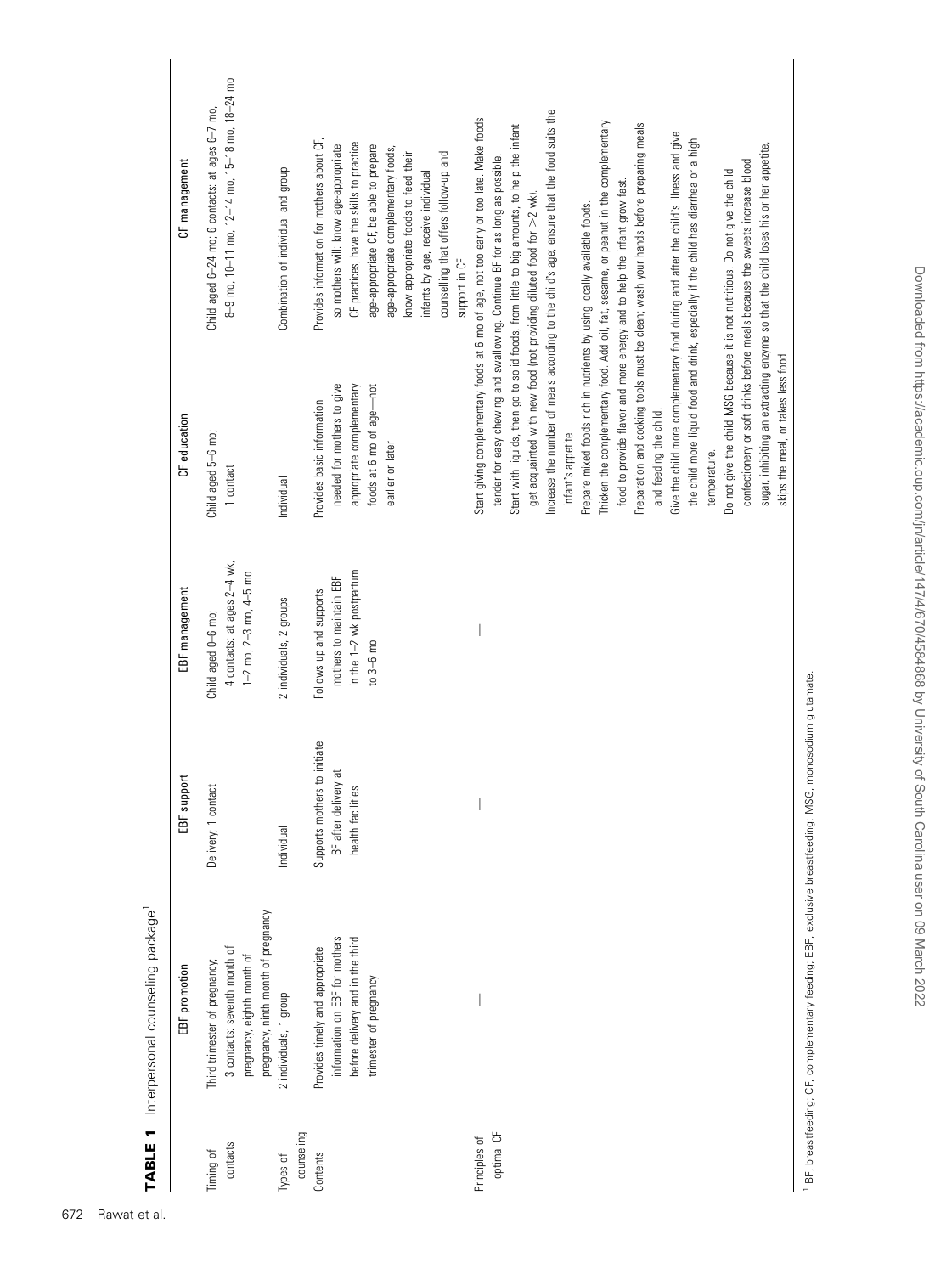**TABLE 1** Interpersonal counseling package[1]

| | EBF promotion | EBF support | EBF management | CF education | CF management |
|---|---|---|---|---|---|
| Timing of contacts | Third trimester of pregnancy; 3 contacts: seventh month of pregnancy, eighth month of pregnancy, ninth month of pregnancy | Delivery; 1 contact | Child aged 0–6 mo; 4 contacts: at ages 2–4 wk, 1–2 mo, 2–3 mo, 4–5 mo | Child aged 5–6 mo; 1 contact | Child aged 6–24 mo; 6 contacts: at ages 6–7 mo, 8–9 mo, 10–11 mo, 12–14 mo, 15–18 mo, 18–24 mo |
| Types of counseling | 2 individuals, 1 group | Individual | 2 individuals, 2 groups | Individual | Combination of individual and group |
| Contents | Provides timely and appropriate information on EBF for mothers before delivery and in the third trimester of pregnancy | Supports mothers to initiate BF after delivery at health facilities | Follows up and supports mothers to maintain EBF in the 1–2 wk postpartum to 3–6 mo | Provides basic information needed for mothers to give appropriate complementary foods at 6 mo of age—not earlier or later | Provides information for mothers about CF, so mothers will: know age-appropriate CF practices, have the skills to practice age-appropriate CF, be able to prepare age-appropriate complementary foods, know appropriate foods to feed their infants by age, receive individual counselling that offers follow-up and support in CF |
| Principles of optimal CF | — | — | — | Start giving complementary foods at 6 mo of age, not too early or too late. Make foods tender for easy chewing and swallowing. Continue BF for as long as possible.<br>Start with liquids, then go to solid foods, from little to big amounts, to help the infant get acquainted with new food (not providing diluted food for >2 wk).<br>Increase the number of meals according to the child's age; ensure that the food suits the infant's appetite.<br>Prepare mixed foods rich in nutrients by using locally available foods.<br>Thicken the complementary food. Add oil, fat, sesame, or peanut in the complementary food to provide flavor and more energy and to help the infant grow fast.<br>Preparation and cooking tools must be clean; wash your hands before preparing meals and feeding the child.<br>Give the child more complementary food during and after the child's illness and give the child more liquid food and drink, especially if the child has diarrhea or a high temperature.<br>Do not give the child MSG because it is not nutritious. Do not give the child confectionery or soft drinks before meals because the sweets increase blood sugar, inhibiting an extracting enzyme so that the child loses his or her appetite, skips the meal, or takes less food. | |

[1] BF, breastfeeding; CF, complementary feeding; EBF, exclusive breastfeeding; MSG, monosodium glutamate.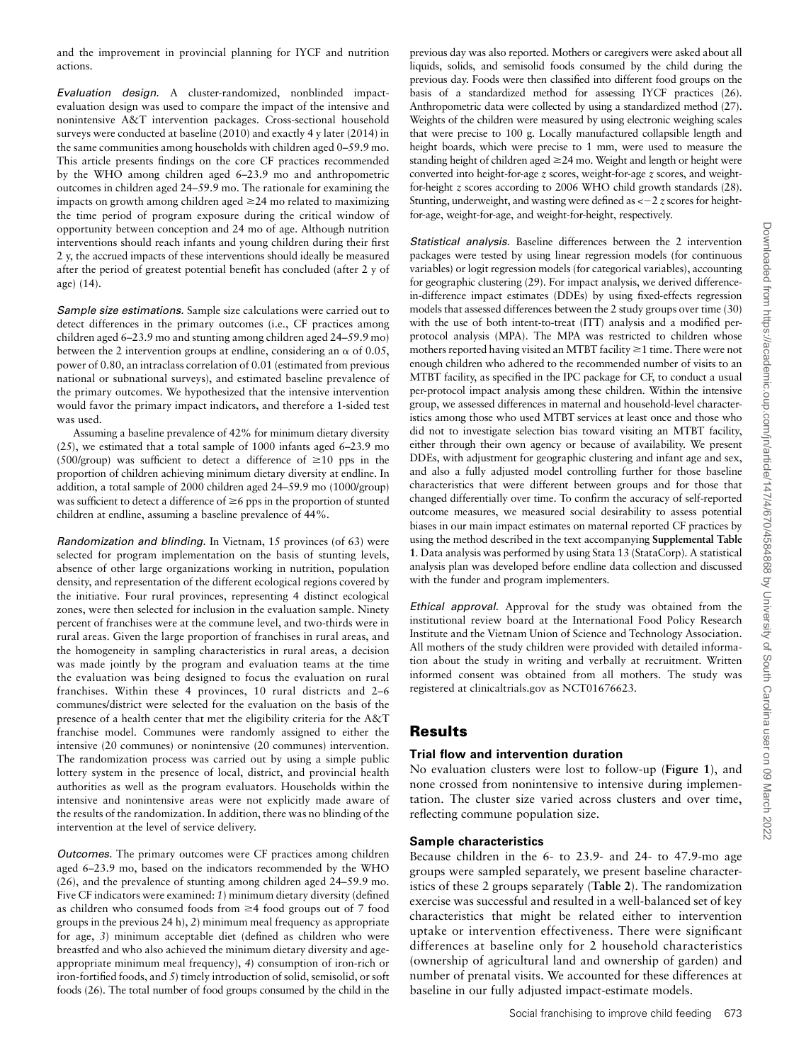and the improvement in provincial planning for IYCF and nutrition actions.

*Evaluation design.* A cluster-randomized, nonblinded impact-evaluation design was used to compare the impact of the intensive and nonintensive A&T intervention packages. Cross-sectional household surveys were conducted at baseline (2010) and exactly 4 y later (2014) in the same communities among households with children aged 0–59.9 mo. This article presents findings on the core CF practices recommended by the WHO among children aged 6–23.9 mo and anthropometric outcomes in children aged 24–59.9 mo. The rationale for examining the impacts on growth among children aged ≥24 mo related to maximizing the time period of program exposure during the critical window of opportunity between conception and 24 mo of age. Although nutrition interventions should reach infants and young children during their first 2 y, the accrued impacts of these interventions should ideally be measured after the period of greatest potential benefit has concluded (after 2 y of age) (14).

*Sample size estimations.* Sample size calculations were carried out to detect differences in the primary outcomes (i.e., CF practices among children aged 6–23.9 mo and stunting among children aged 24–59.9 mo) between the 2 intervention groups at endline, considering an $\alpha$ of 0.05, power of 0.80, an intraclass correlation of 0.01 (estimated from previous national or subnational surveys), and estimated baseline prevalence of the primary outcomes. We hypothesized that the intensive intervention would favor the primary impact indicators, and therefore a 1-sided test was used.

Assuming a baseline prevalence of 42% for minimum dietary diversity (25), we estimated that a total sample of 1000 infants aged 6–23.9 mo (500/group) was sufficient to detect a difference of ≥10 pps in the proportion of children achieving minimum dietary diversity at endline. In addition, a total sample of 2000 children aged 24–59.9 mo (1000/group) was sufficient to detect a difference of ≥6 pps in the proportion of stunted children at endline, assuming a baseline prevalence of 44%.

*Randomization and blinding.* In Vietnam, 15 provinces (of 63) were selected for program implementation on the basis of stunting levels, absence of other large organizations working in nutrition, population density, and representation of the different ecological regions covered by the initiative. Four rural provinces, representing 4 distinct ecological zones, were then selected for inclusion in the evaluation sample. Ninety percent of franchises were at the commune level, and two-thirds were in rural areas. Given the large proportion of franchises in rural areas, and the homogeneity in sampling characteristics in rural areas, a decision was made jointly by the program and evaluation teams at the time the evaluation was being designed to focus the evaluation on rural franchises. Within these 4 provinces, 10 rural districts and 2–6 communes/district were selected for the evaluation on the basis of the presence of a health center that met the eligibility criteria for the A&T franchise model. Communes were randomly assigned to either the intensive (20 communes) or nonintensive (20 communes) intervention. The randomization process was carried out by using a simple public lottery system in the presence of local, district, and provincial health authorities as well as the program evaluators. Households within the intensive and nonintensive areas were not explicitly made aware of the results of the randomization. In addition, there was no blinding of the intervention at the level of service delivery.

*Outcomes.* The primary outcomes were CF practices among children aged 6–23.9 mo, based on the indicators recommended by the WHO (26), and the prevalence of stunting among children aged 24–59.9 mo. Five CF indicators were examined: *1*) minimum dietary diversity (defined as children who consumed foods from ≥4 food groups out of 7 food groups in the previous 24 h), *2*) minimum meal frequency as appropriate for age, *3*) minimum acceptable diet (defined as children who were breastfed and who also achieved the minimum dietary diversity and age-appropriate minimum meal frequency), *4*) consumption of iron-rich or iron-fortified foods, and *5*) timely introduction of solid, semisolid, or soft foods (26). The total number of food groups consumed by the child in the previous day was also reported. Mothers or caregivers were asked about all liquids, solids, and semisolid foods consumed by the child during the previous day. Foods were then classified into different food groups on the basis of a standardized method for assessing IYCF practices (26). Anthropometric data were collected by using a standardized method (27). Weights of the children were measured by using electronic weighing scales that were precise to 100 g. Locally manufactured collapsible length and height boards, which were precise to 1 mm, were used to measure the standing height of children aged ≥24 mo. Weight and length or height were converted into height-for-age *z* scores, weight-for-age *z* scores, and weight-for-height *z* scores according to 2006 WHO child growth standards (28). Stunting, underweight, and wasting were defined as <−2 *z* scores for height-for-age, weight-for-age, and weight-for-height, respectively.

*Statistical analysis.* Baseline differences between the 2 intervention packages were tested by using linear regression models (for continuous variables) or logit regression models (for categorical variables), accounting for geographic clustering (29). For impact analysis, we derived difference-in-difference impact estimates (DDEs) by using fixed-effects regression models that assessed differences between the 2 study groups over time (30) with the use of both intent-to-treat (ITT) analysis and a modified per-protocol analysis (MPA). The MPA was restricted to children whose mothers reported having visited an MTBT facility ≥1 time. There were not enough children who adhered to the recommended number of visits to an MTBT facility, as specified in the IPC package for CF, to conduct a usual per-protocol impact analysis among these children. Within the intensive group, we assessed differences in maternal and household-level characteristics among those who used MTBT services at least once and those who did not to investigate selection bias toward visiting an MTBT facility, either through their own agency or because of availability. We present DDEs, with adjustment for geographic clustering and infant age and sex, and also a fully adjusted model controlling further for those baseline characteristics that were different between groups and for those that changed differentially over time. To confirm the accuracy of self-reported outcome measures, we measured social desirability to assess potential biases in our main impact estimates on maternal reported CF practices by using the method described in the text accompanying **Supplemental Table 1**. Data analysis was performed by using Stata 13 (StataCorp). A statistical analysis plan was developed before endline data collection and discussed with the funder and program implementers.

*Ethical approval.* Approval for the study was obtained from the institutional review board at the International Food Policy Research Institute and the Vietnam Union of Science and Technology Association. All mothers of the study children were provided with detailed information about the study in writing and verbally at recruitment. Written informed consent was obtained from all mothers. The study was registered at clinicaltrials.gov as NCT01676623.

## Results

### Trial flow and intervention duration

No evaluation clusters were lost to follow-up (**Figure 1**), and none crossed from nonintensive to intensive during implementation. The cluster size varied across clusters and over time, reflecting commune population size.

### Sample characteristics

Because children in the 6- to 23.9- and 24- to 47.9-mo age groups were sampled separately, we present baseline characteristics of these 2 groups separately (**Table 2**). The randomization exercise was successful and resulted in a well-balanced set of key characteristics that might be related either to intervention uptake or intervention effectiveness. There were significant differences at baseline only for 2 household characteristics (ownership of agricultural land and ownership of garden) and number of prenatal visits. We accounted for these differences at baseline in our fully adjusted impact-estimate models.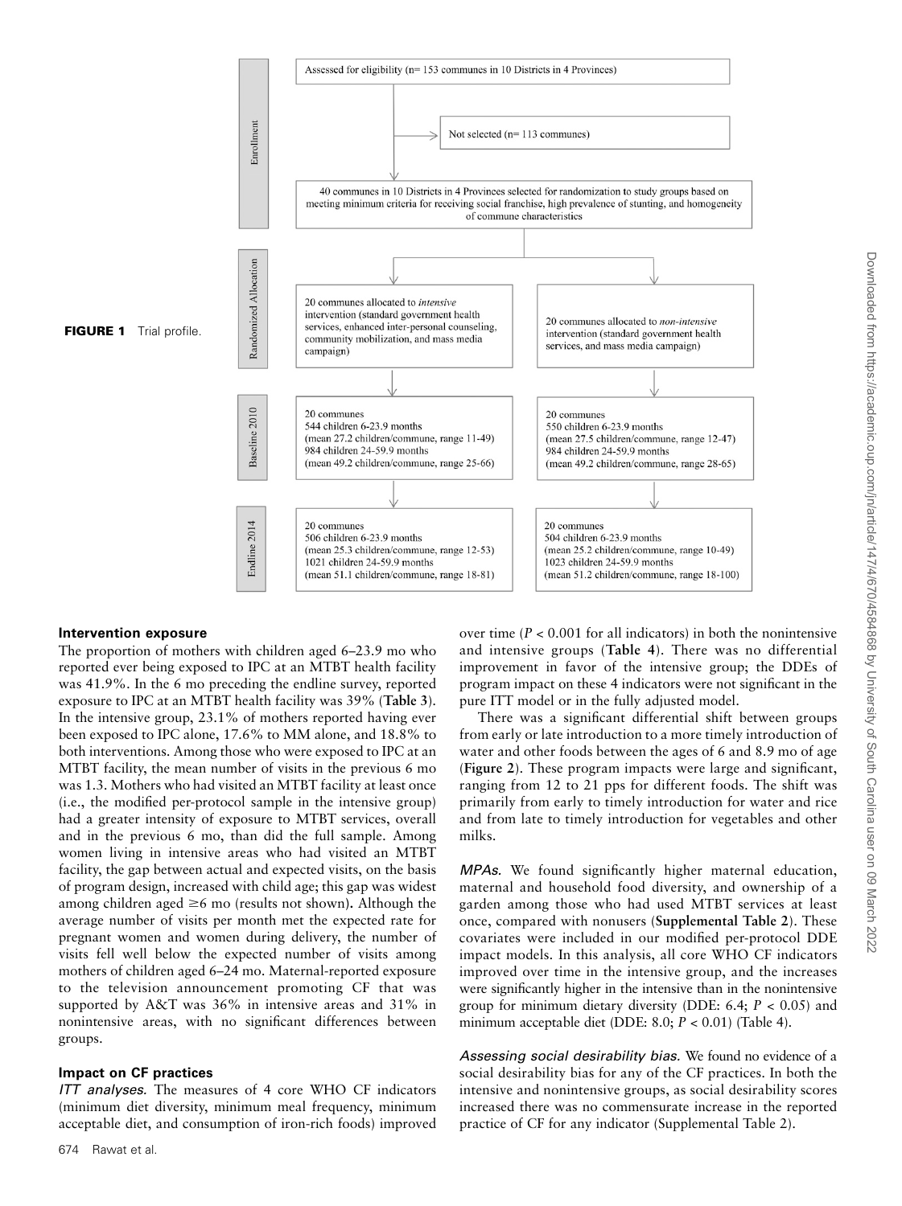**FIGURE 1** Trial profile.

**Enrollment**

Assessed for eligibility (n= 153 communes in 10 Districts in 4 Provinces)

Not selected (n= 113 communes)

40 communes in 10 Districts in 4 Provinces selected for randomization to study groups based on meeting minimum criteria for receiving social franchise, high prevalence of stunting, and homogeneity of commune characteristics

**Randomized Allocation**

20 communes allocated to *intensive* intervention (standard government health services, enhanced inter-personal counseling, community mobilization, and mass media campaign)

20 communes allocated to *non-intensive* intervention (standard government health services, and mass media campaign)

**Baseline 2010**

20 communes
544 children 6-23.9 months
(mean 27.2 children/commune, range 11-49)
984 children 24-59.9 months
(mean 49.2 children/commune, range 25-66)

20 communes
550 children 6-23.9 months
(mean 27.5 children/commune, range 12-47)
984 children 24-59.9 months
(mean 49.2 children/commune, range 28-65)

**Endline 2014**

20 communes
506 children 6-23.9 months
(mean 25.3 children/commune, range 12-53)
1021 children 24-59.9 months
(mean 51.1 children/commune, range 18-81)

20 communes
504 children 6-23.9 months
(mean 25.2 children/commune, range 10-49)
1023 children 24-59.9 months
(mean 51.2 children/commune, range 18-100)

### Intervention exposure

The proportion of mothers with children aged 6–23.9 mo who reported ever being exposed to IPC at an MTBT health facility was 41.9%. In the 6 mo preceding the endline survey, reported exposure to IPC at an MTBT health facility was 39% (**Table 3**). In the intensive group, 23.1% of mothers reported having ever been exposed to IPC alone, 17.6% to MM alone, and 18.8% to both interventions. Among those who were exposed to IPC at an MTBT facility, the mean number of visits in the previous 6 mo was 1.3. Mothers who had visited an MTBT facility at least once (i.e., the modified per-protocol sample in the intensive group) had a greater intensity of exposure to MTBT services, overall and in the previous 6 mo, than did the full sample. Among women living in intensive areas who had visited an MTBT facility, the gap between actual and expected visits, on the basis of program design, increased with child age; this gap was widest among children aged ≥6 mo (results not shown)**.** Although the average number of visits per month met the expected rate for pregnant women and women during delivery, the number of visits fell well below the expected number of visits among mothers of children aged 6–24 mo. Maternal-reported exposure to the television announcement promoting CF that was supported by A&T was 36% in intensive areas and 31% in nonintensive areas, with no significant differences between groups.

### Impact on CF practices

*ITT analyses.* The measures of 4 core WHO CF indicators (minimum diet diversity, minimum meal frequency, minimum acceptable diet, and consumption of iron-rich foods) improved over time ($P < 0.001$ for all indicators) in both the nonintensive and intensive groups (**Table 4**). There was no differential improvement in favor of the intensive group; the DDEs of program impact on these 4 indicators were not significant in the pure ITT model or in the fully adjusted model.

There was a significant differential shift between groups from early or late introduction to a more timely introduction of water and other foods between the ages of 6 and 8.9 mo of age (**Figure 2**). These program impacts were large and significant, ranging from 12 to 21 pps for different foods. The shift was primarily from early to timely introduction for water and rice and from late to timely introduction for vegetables and other milks.

*MPAs.* We found significantly higher maternal education, maternal and household food diversity, and ownership of a garden among those who had used MTBT services at least once, compared with nonusers (**Supplemental Table 2**). These covariates were included in our modified per-protocol DDE impact models. In this analysis, all core WHO CF indicators improved over time in the intensive group, and the increases were significantly higher in the intensive than in the nonintensive group for minimum dietary diversity (DDE: 6.4; $P < 0.05$) and minimum acceptable diet (DDE: 8.0; $P < 0.01$) (Table 4).

*Assessing social desirability bias.* We found no evidence of a social desirability bias for any of the CF practices. In both the intensive and nonintensive groups, as social desirability scores increased there was no commensurate increase in the reported practice of CF for any indicator (Supplemental Table 2).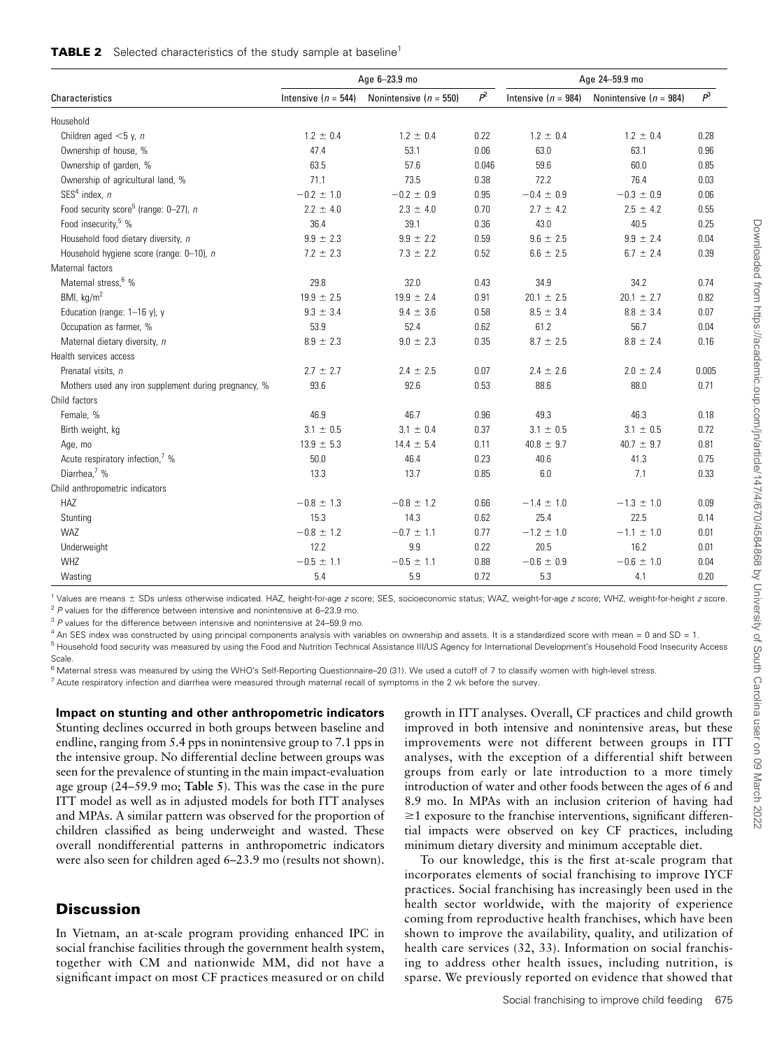**TABLE 2** Selected characteristics of the study sample at baseline[1]

| Characteristics | Age 6–23.9 mo | | | Age 24–59.9 mo | | |
|---|---|---|---|---|---|---|
| | Intensive ($n$ = 544) | Nonintensive ($n$ = 550) | $P$[2] | Intensive ($n$ = 984) | Nonintensive ($n$ = 984) | $P$[3] |
| Household | | | | | | |
| Children aged <5 y, $n$ | 1.2 ± 0.4 | 1.2 ± 0.4 | 0.22 | 1.2 ± 0.4 | 1.2 ± 0.4 | 0.28 |
| Ownership of house, % | 47.4 | 53.1 | 0.06 | 63.0 | 63.1 | 0.96 |
| Ownership of garden, % | 63.5 | 57.6 | 0.046 | 59.6 | 60.0 | 0.85 |
| Ownership of agricultural land, % | 71.1 | 73.5 | 0.38 | 72.2 | 76.4 | 0.03 |
| SES[4] index, $n$ | −0.2 ± 1.0 | −0.2 ± 0.9 | 0.95 | −0.4 ± 0.9 | −0.3 ± 0.9 | 0.06 |
| Food security score[5] (range: 0–27), $n$ | 2.2 ± 4.0 | 2.3 ± 4.0 | 0.70 | 2.7 ± 4.2 | 2.5 ± 4.2 | 0.55 |
| Food insecurity,[5] % | 36.4 | 39.1 | 0.36 | 43.0 | 40.5 | 0.25 |
| Household food dietary diversity, $n$ | 9.9 ± 2.3 | 9.9 ± 2.2 | 0.59 | 9.6 ± 2.5 | 9.9 ± 2.4 | 0.04 |
| Household hygiene score (range: 0–10), $n$ | 7.2 ± 2.3 | 7.3 ± 2.2 | 0.52 | 6.6 ± 2.5 | 6.7 ± 2.4 | 0.39 |
| Maternal factors | | | | | | |
| Maternal stress,[6] % | 29.8 | 32.0 | 0.43 | 34.9 | 34.2 | 0.74 |
| BMI, kg/m$^2$ | 19.9 ± 2.5 | 19.9 ± 2.4 | 0.91 | 20.1 ± 2.5 | 20.1 ± 2.7 | 0.82 |
| Education (range: 1–16 y), y | 9.3 ± 3.4 | 9.4 ± 3.6 | 0.58 | 8.5 ± 3.4 | 8.8 ± 3.4 | 0.07 |
| Occupation as farmer, % | 53.9 | 52.4 | 0.62 | 61.2 | 56.7 | 0.04 |
| Maternal dietary diversity, $n$ | 8.9 ± 2.3 | 9.0 ± 2.3 | 0.35 | 8.7 ± 2.5 | 8.8 ± 2.4 | 0.16 |
| Health services access | | | | | | |
| Prenatal visits, $n$ | 2.7 ± 2.7 | 2.4 ± 2.5 | 0.07 | 2.4 ± 2.6 | 2.0 ± 2.4 | 0.005 |
| Mothers used any iron supplement during pregnancy, % | 93.6 | 92.6 | 0.53 | 88.6 | 88.0 | 0.71 |
| Child factors | | | | | | |
| Female, % | 46.9 | 46.7 | 0.96 | 49.3 | 46.3 | 0.18 |
| Birth weight, kg | 3.1 ± 0.5 | 3.1 ± 0.4 | 0.37 | 3.1 ± 0.5 | 3.1 ± 0.5 | 0.72 |
| Age, mo | 13.9 ± 5.3 | 14.4 ± 5.4 | 0.11 | 40.8 ± 9.7 | 40.7 ± 9.7 | 0.81 |
| Acute respiratory infection,[7] % | 50.0 | 46.4 | 0.23 | 40.6 | 41.3 | 0.75 |
| Diarrhea,[7] % | 13.3 | 13.7 | 0.85 | 6.0 | 7.1 | 0.33 |
| Child anthropometric indicators | | | | | | |
| HAZ | −0.8 ± 1.3 | −0.8 ± 1.2 | 0.66 | −1.4 ± 1.0 | −1.3 ± 1.0 | 0.09 |
| Stunting | 15.3 | 14.3 | 0.62 | 25.4 | 22.5 | 0.14 |
| WAZ | −0.8 ± 1.2 | −0.7 ± 1.1 | 0.77 | −1.2 ± 1.0 | −1.1 ± 1.0 | 0.01 |
| Underweight | 12.2 | 9.9 | 0.22 | 20.5 | 16.2 | 0.01 |
| WHZ | −0.5 ± 1.1 | −0.5 ± 1.1 | 0.88 | −0.6 ± 0.9 | −0.6 ± 1.0 | 0.04 |
| Wasting | 5.4 | 5.9 | 0.72 | 5.3 | 4.1 | 0.20 |

[1] Values are means ± SDs unless otherwise indicated. HAZ, height-for-age $z$ score; SES, socioeconomic status; WAZ, weight-for-age $z$ score; WHZ, weight-for-height $z$ score.
[2] $P$ values for the difference between intensive and nonintensive at 6–23.9 mo.
[3] $P$ values for the difference between intensive and nonintensive at 24–59.9 mo.
[4] An SES index was constructed by using principal components analysis with variables on ownership and assets. It is a standardized score with mean = 0 and SD = 1.
[5] Household food security was measured by using the Food and Nutrition Technical Assistance III/US Agency for International Development's Household Food Insecurity Access Scale.
[6] Maternal stress was measured by using the WHO's Self-Reporting Questionnaire–20 (31). We used a cutoff of 7 to classify women with high-level stress.
[7] Acute respiratory infection and diarrhea were measured through maternal recall of symptoms in the 2 wk before the survey.

#### Impact on stunting and other anthropometric indicators

Stunting declines occurred in both groups between baseline and endline, ranging from 5.4 pps in nonintensive group to 7.1 pps in the intensive group. No differential decline between groups was seen for the prevalence of stunting in the main impact-evaluation age group (24–59.9 mo; **Table 5**). This was the case in the pure ITT model as well as in adjusted models for both ITT analyses and MPAs. A similar pattern was observed for the proportion of children classified as being underweight and wasted. These overall nondifferential patterns in anthropometric indicators were also seen for children aged 6–23.9 mo (results not shown).

## Discussion

In Vietnam, an at-scale program providing enhanced IPC in social franchise facilities through the government health system, together with CM and nationwide MM, did not have a significant impact on most CF practices measured or on child growth in ITT analyses. Overall, CF practices and child growth improved in both intensive and nonintensive areas, but these improvements were not different between groups in ITT analyses, with the exception of a differential shift between groups from early or late introduction to a more timely introduction of water and other foods between the ages of 6 and 8.9 mo. In MPAs with an inclusion criterion of having had ≥1 exposure to the franchise interventions, significant differential impacts were observed on key CF practices, including minimum dietary diversity and minimum acceptable diet.

To our knowledge, this is the first at-scale program that incorporates elements of social franchising to improve IYCF practices. Social franchising has increasingly been used in the health sector worldwide, with the majority of experience coming from reproductive health franchises, which have been shown to improve the availability, quality, and utilization of health care services (32, 33). Information on social franchising to address other health issues, including nutrition, is sparse. We previously reported on evidence that showed that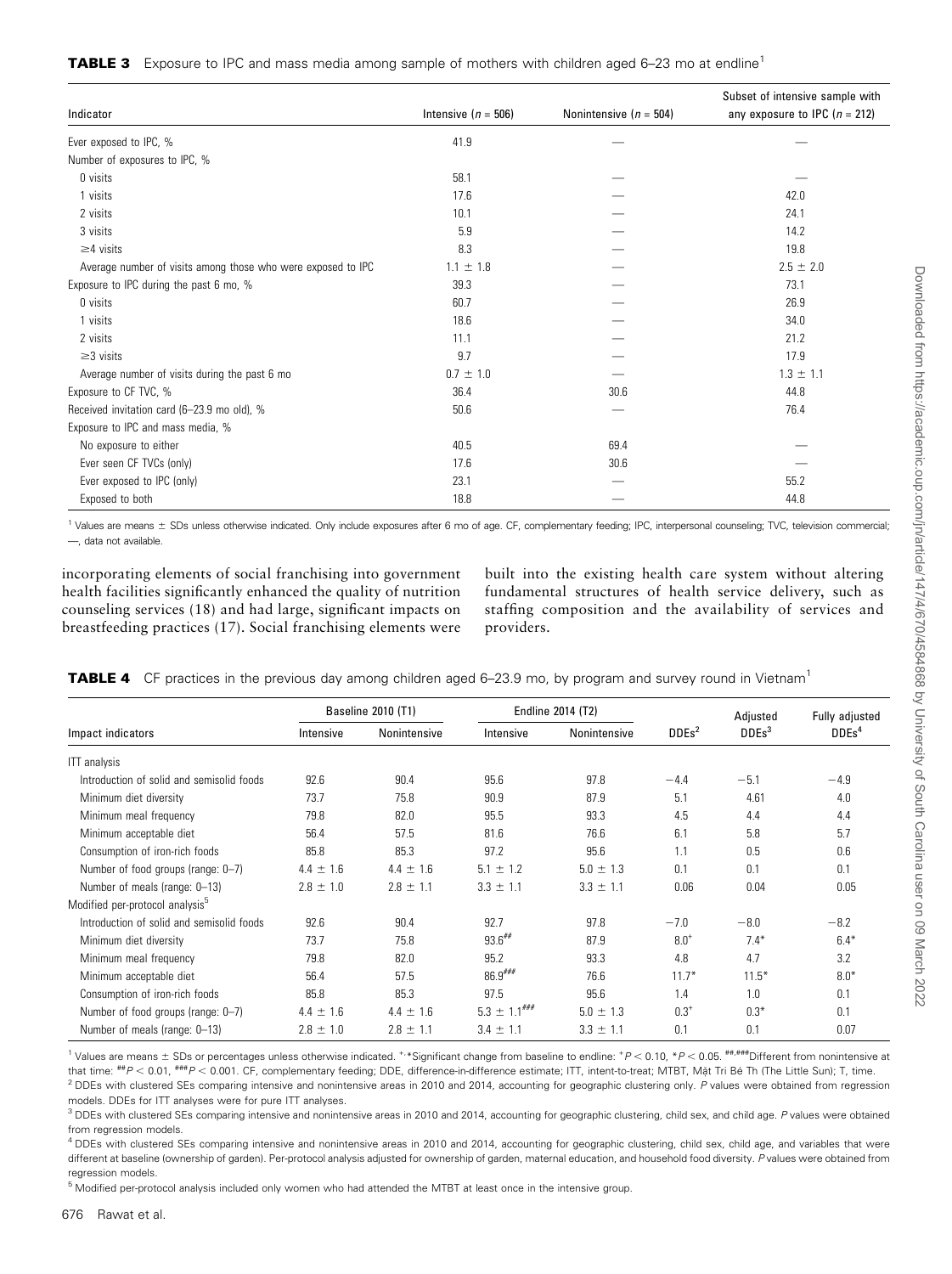**TABLE 3** Exposure to IPC and mass media among sample of mothers with children aged 6–23 mo at endline[1]

| Indicator | Intensive ($n$ = 506) | Nonintensive ($n$ = 504) | Subset of intensive sample with any exposure to IPC ($n$ = 212) |
|---|---|---|---|
| Ever exposed to IPC, % | 41.9 | — | — |
| Number of exposures to IPC, % | | | |
| 0 visits | 58.1 | — | — |
| 1 visits | 17.6 | — | 42.0 |
| 2 visits | 10.1 | — | 24.1 |
| 3 visits | 5.9 | — | 14.2 |
| ≥4 visits | 8.3 | — | 19.8 |
| Average number of visits among those who were exposed to IPC | 1.1 ± 1.8 | — | 2.5 ± 2.0 |
| Exposure to IPC during the past 6 mo, % | 39.3 | — | 73.1 |
| 0 visits | 60.7 | — | 26.9 |
| 1 visits | 18.6 | — | 34.0 |
| 2 visits | 11.1 | — | 21.2 |
| ≥3 visits | 9.7 | — | 17.9 |
| Average number of visits during the past 6 mo | 0.7 ± 1.0 | — | 1.3 ± 1.1 |
| Exposure to CF TVC, % | 36.4 | 30.6 | 44.8 |
| Received invitation card (6–23.9 mo old), % | 50.6 | — | 76.4 |
| Exposure to IPC and mass media, % | | | |
| No exposure to either | 40.5 | 69.4 | — |
| Ever seen CF TVCs (only) | 17.6 | 30.6 | — |
| Ever exposed to IPC (only) | 23.1 | — | 55.2 |
| Exposed to both | 18.8 | — | 44.8 |

[1] Values are means ± SDs unless otherwise indicated. Only include exposures after 6 mo of age. CF, complementary feeding; IPC, interpersonal counseling; TVC, television commercial; —, data not available.

incorporating elements of social franchising into government health facilities significantly enhanced the quality of nutrition counseling services (18) and had large, significant impacts on breastfeeding practices (17). Social franchising elements were built into the existing health care system without altering fundamental structures of health service delivery, such as staffing composition and the availability of services and providers.

**TABLE 4** CF practices in the previous day among children aged 6–23.9 mo, by program and survey round in Vietnam[1]

| Impact indicators | Baseline 2010 (T1) | | Endline 2014 (T2) | | DDEs[2] | Adjusted DDEs[3] | Fully adjusted DDEs[4] |
|---|---|---|---|---|---|---|---|
| | Intensive | Nonintensive | Intensive | Nonintensive | | | |
| ITT analysis | | | | | | | |
| Introduction of solid and semisolid foods | 92.6 | 90.4 | 95.6 | 97.8 | −4.4 | −5.1 | −4.9 |
| Minimum diet diversity | 73.7 | 75.8 | 90.9 | 87.9 | 5.1 | 4.61 | 4.0 |
| Minimum meal frequency | 79.8 | 82.0 | 95.5 | 93.3 | 4.5 | 4.4 | 4.4 |
| Minimum acceptable diet | 56.4 | 57.5 | 81.6 | 76.6 | 6.1 | 5.8 | 5.7 |
| Consumption of iron-rich foods | 85.8 | 85.3 | 97.2 | 95.6 | 1.1 | 0.5 | 0.6 |
| Number of food groups (range: 0–7) | 4.4 ± 1.6 | 4.4 ± 1.6 | 5.1 ± 1.2 | 5.0 ± 1.3 | 0.1 | 0.1 | 0.1 |
| Number of meals (range: 0–13) | 2.8 ± 1.0 | 2.8 ± 1.1 | 3.3 ± 1.1 | 3.3 ± 1.1 | 0.06 | 0.04 | 0.05 |
| Modified per-protocol analysis[5] | | | | | | | |
| Introduction of solid and semisolid foods | 92.6 | 90.4 | 92.7 | 97.8 | −7.0 | −8.0 | −8.2 |
| Minimum diet diversity | 73.7 | 75.8 | 93.6## | 87.9 | 8.0+ | 7.4* | 6.4* |
| Minimum meal frequency | 79.8 | 82.0 | 95.2 | 93.3 | 4.8 | 4.7 | 3.2 |
| Minimum acceptable diet | 56.4 | 57.5 | 86.9### | 76.6 | 11.7* | 11.5* | 8.0* |
| Consumption of iron-rich foods | 85.8 | 85.3 | 97.5 | 95.6 | 1.4 | 1.0 | 0.1 |
| Number of food groups (range: 0–7) | 4.4 ± 1.6 | 4.4 ± 1.6 | 5.3 ± 1.1### | 5.0 ± 1.3 | 0.3+ | 0.3* | 0.1 |
| Number of meals (range: 0–13) | 2.8 ± 1.0 | 2.8 ± 1.1 | 3.4 ± 1.1 | 3.3 ± 1.1 | 0.1 | 0.1 | 0.07 |

[1] Values are means ± SDs or percentages unless otherwise indicated. +,*Significant change from baseline to endline: +$P < 0.10$, *$P < 0.05$. ##,###Different from nonintensive at that time: ##$P < 0.01$, ###$P < 0.001$. CF, complementary feeding; DDE, difference-in-difference estimate; ITT, intent-to-treat; MTBT, Mặt Tri Bé Th (The Little Sun); T, time.

[2] DDEs with clustered SEs comparing intensive and nonintensive areas in 2010 and 2014, accounting for geographic clustering only. $P$ values were obtained from regression models. DDEs for ITT analyses were for pure ITT analyses.

[3] DDEs with clustered SEs comparing intensive and nonintensive areas in 2010 and 2014, accounting for geographic clustering, child sex, and child age. $P$ values were obtained from regression models.

[4] DDEs with clustered SEs comparing intensive and nonintensive areas in 2010 and 2014, accounting for geographic clustering, child sex, child age, and variables that were different at baseline (ownership of garden). Per-protocol analysis adjusted for ownership of garden, maternal education, and household food diversity. $P$ values were obtained from regression models.

[5] Modified per-protocol analysis included only women who had attended the MTBT at least once in the intensive group.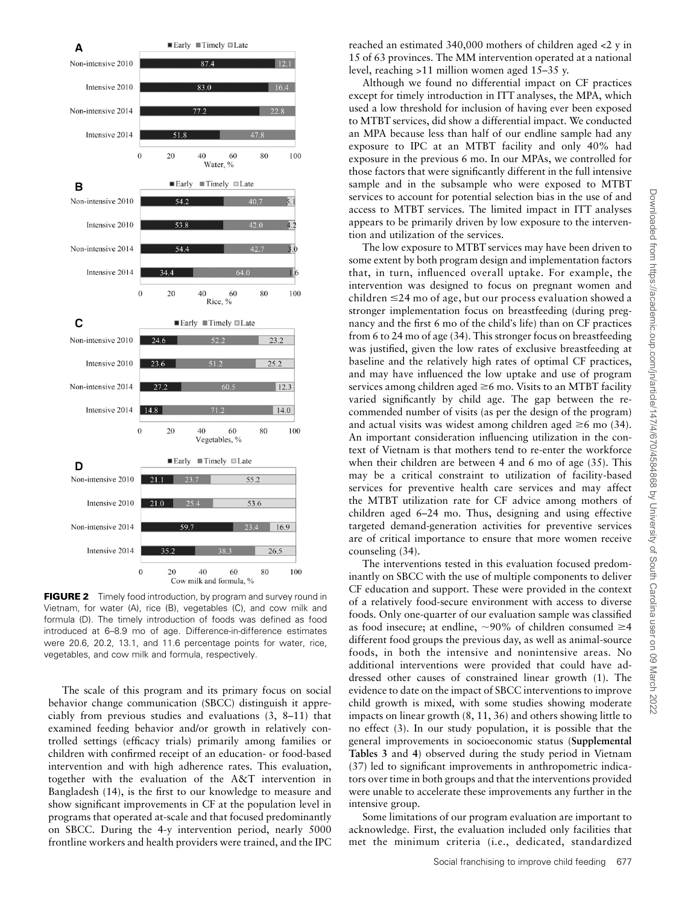**FIGURE 2** Timely food introduction, by program and survey round in Vietnam, for water (A), rice (B), vegetables (C), and cow milk and formula (D). The timely introduction of foods was defined as food introduced at 6–8.9 mo of age. Difference-in-difference estimates were 20.6, 20.2, 13.1, and 11.6 percentage points for water, rice, vegetables, and cow milk and formula, respectively.

The scale of this program and its primary focus on social behavior change communication (SBCC) distinguish it appreciably from previous studies and evaluations (3, 8–11) that examined feeding behavior and/or growth in relatively controlled settings (efficacy trials) primarily among families or children with confirmed receipt of an education- or food-based intervention and with high adherence rates. This evaluation, together with the evaluation of the A&T intervention in Bangladesh (14), is the first to our knowledge to measure and show significant improvements in CF at the population level in programs that operated at-scale and that focused predominantly on SBCC. During the 4-y intervention period, nearly 5000 frontline workers and health providers were trained, and the IPC reached an estimated 340,000 mothers of children aged <2 y in 15 of 63 provinces. The MM intervention operated at a national level, reaching >11 million women aged 15–35 y.

Although we found no differential impact on CF practices except for timely introduction in ITT analyses, the MPA, which used a low threshold for inclusion of having ever been exposed to MTBT services, did show a differential impact. We conducted an MPA because less than half of our endline sample had any exposure to IPC at an MTBT facility and only 40% had exposure in the previous 6 mo. In our MPAs, we controlled for those factors that were significantly different in the full intensive sample and in the subsample who were exposed to MTBT services to account for potential selection bias in the use of and access to MTBT services. The limited impact in ITT analyses appears to be primarily driven by low exposure to the intervention and utilization of the services.

The low exposure to MTBT services may have been driven to some extent by both program design and implementation factors that, in turn, influenced overall uptake. For example, the intervention was designed to focus on pregnant women and children ≤24 mo of age, but our process evaluation showed a stronger implementation focus on breastfeeding (during pregnancy and the first 6 mo of the child's life) than on CF practices from 6 to 24 mo of age (34). This stronger focus on breastfeeding was justified, given the low rates of exclusive breastfeeding at baseline and the relatively high rates of optimal CF practices, and may have influenced the low uptake and use of program services among children aged ≥6 mo. Visits to an MTBT facility varied significantly by child age. The gap between the recommended number of visits (as per the design of the program) and actual visits was widest among children aged ≥6 mo (34). An important consideration influencing utilization in the context of Vietnam is that mothers tend to re-enter the workforce when their children are between 4 and 6 mo of age (35). This may be a critical constraint to utilization of facility-based services for preventive health care services and may affect the MTBT utilization rate for CF advice among mothers of children aged 6–24 mo. Thus, designing and using effective targeted demand-generation activities for preventive services are of critical importance to ensure that more women receive counseling (34).

The interventions tested in this evaluation focused predominantly on SBCC with the use of multiple components to deliver CF education and support. These were provided in the context of a relatively food-secure environment with access to diverse foods. Only one-quarter of our evaluation sample was classified as food insecure; at endline, ~90% of children consumed ≥4 different food groups the previous day, as well as animal-source foods, in both the intensive and nonintensive areas. No additional interventions were provided that could have addressed other causes of constrained linear growth (1). The evidence to date on the impact of SBCC interventions to improve child growth is mixed, with some studies showing moderate impacts on linear growth (8, 11, 36) and others showing little to no effect (3). In our study population, it is possible that the general improvements in socioeconomic status (**Supplemental Tables 3** and **4**) observed during the study period in Vietnam (37) led to significant improvements in anthropometric indicators over time in both groups and that the interventions provided were unable to accelerate these improvements any further in the intensive group.

Some limitations of our program evaluation are important to acknowledge. First, the evaluation included only facilities that met the minimum criteria (i.e., dedicated, standardized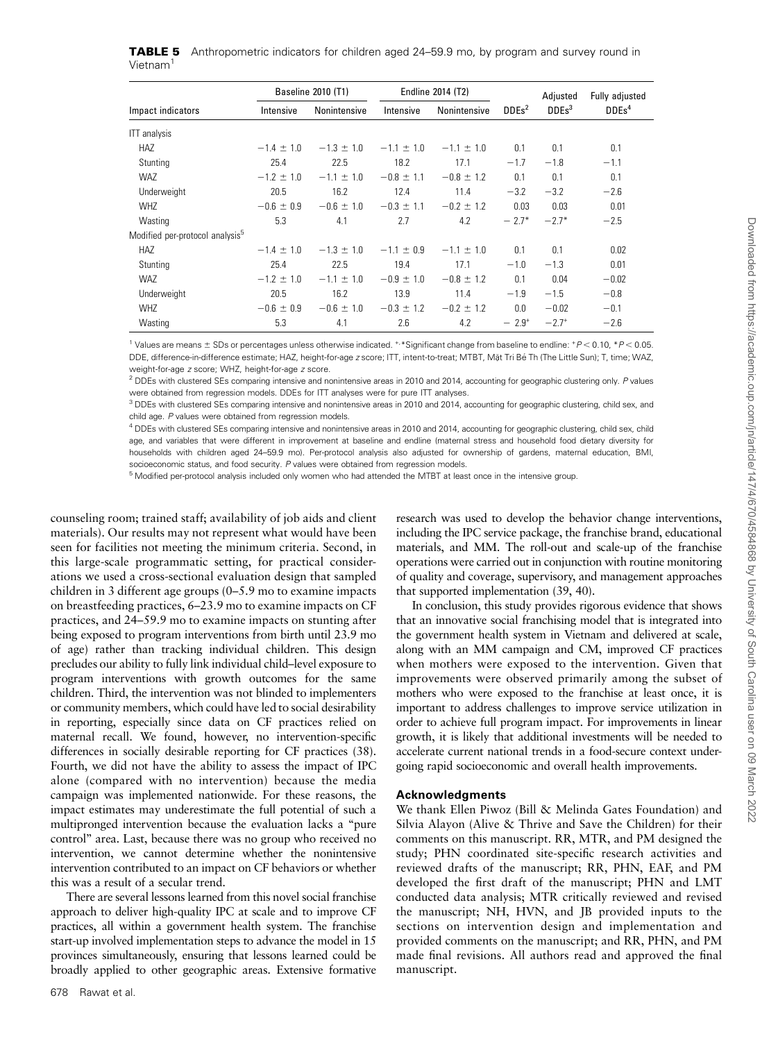**TABLE 5** Anthropometric indicators for children aged 24–59.9 mo, by program and survey round in Vietnam[1]

| Impact indicators | Baseline 2010 (T1) | | Endline 2014 (T2) | | DDEs[2] | Adjusted DDEs[3] | Fully adjusted DDEs[4] |
|---|---|---|---|---|---|---|---|
| | Intensive | Nonintensive | Intensive | Nonintensive | | | |
| ITT analysis | | | | | | | |
| HAZ | −1.4 ± 1.0 | −1.3 ± 1.0 | −1.1 ± 1.0 | −1.1 ± 1.0 | 0.1 | 0.1 | 0.1 |
| Stunting | 25.4 | 22.5 | 18.2 | 17.1 | −1.7 | −1.8 | −1.1 |
| WAZ | −1.2 ± 1.0 | −1.1 ± 1.0 | −0.8 ± 1.1 | −0.8 ± 1.2 | 0.1 | 0.1 | 0.1 |
| Underweight | 20.5 | 16.2 | 12.4 | 11.4 | −3.2 | −3.2 | −2.6 |
| WHZ | −0.6 ± 0.9 | −0.6 ± 1.0 | −0.3 ± 1.1 | −0.2 ± 1.2 | 0.03 | 0.03 | 0.01 |
| Wasting | 5.3 | 4.1 | 2.7 | 4.2 | −2.7* | −2.7* | −2.5 |
| Modified per-protocol analysis[5] | | | | | | | |
| HAZ | −1.4 ± 1.0 | −1.3 ± 1.0 | −1.1 ± 0.9 | −1.1 ± 1.0 | 0.1 | 0.1 | 0.02 |
| Stunting | 25.4 | 22.5 | 19.4 | 17.1 | −1.0 | −1.3 | 0.01 |
| WAZ | −1.2 ± 1.0 | −1.1 ± 1.0 | −0.9 ± 1.0 | −0.8 ± 1.2 | 0.1 | 0.04 | −0.02 |
| Underweight | 20.5 | 16.2 | 13.9 | 11.4 | −1.9 | −1.5 | −0.8 |
| WHZ | −0.6 ± 0.9 | −0.6 ± 1.0 | −0.3 ± 1.2 | −0.2 ± 1.2 | 0.0 | −0.02 | −0.1 |
| Wasting | 5.3 | 4.1 | 2.6 | 4.2 | −2.9+ | −2.7+ | −2.6 |

[1] Values are means ± SDs or percentages unless otherwise indicated. +,*Significant change from baseline to endline: $^{+}P < 0.10$, $^{*}P < 0.05$. DDE, difference-in-difference estimate; HAZ, height-for-age z score; ITT, intent-to-treat; MTBT, Mặt Tri Bé Th (The Little Sun); T, time; WAZ, weight-for-age z score; WHZ, height-for-age z score.

[2] DDEs with clustered SEs comparing intensive and nonintensive areas in 2010 and 2014, accounting for geographic clustering only. P values were obtained from regression models. DDEs for ITT analyses were for pure ITT analyses.

[3] DDEs with clustered SEs comparing intensive and nonintensive areas in 2010 and 2014, accounting for geographic clustering, child sex, and child age. P values were obtained from regression models.

[4] DDEs with clustered SEs comparing intensive and nonintensive areas in 2010 and 2014, accounting for geographic clustering, child sex, child age, and variables that were different in improvement at baseline and endline (maternal stress and household food dietary diversity for households with children aged 24–59.9 mo). Per-protocol analysis also adjusted for ownership of gardens, maternal education, BMI, socioeconomic status, and food security. P values were obtained from regression models.

[5] Modified per-protocol analysis included only women who had attended the MTBT at least once in the intensive group.

counseling room; trained staff; availability of job aids and client materials). Our results may not represent what would have been seen for facilities not meeting the minimum criteria. Second, in this large-scale programmatic setting, for practical considerations we used a cross-sectional evaluation design that sampled children in 3 different age groups (0–5.9 mo to examine impacts on breastfeeding practices, 6–23.9 mo to examine impacts on CF practices, and 24–59.9 mo to examine impacts on stunting after being exposed to program interventions from birth until 23.9 mo of age) rather than tracking individual children. This design precludes our ability to fully link individual child–level exposure to program interventions with growth outcomes for the same children. Third, the intervention was not blinded to implementers or community members, which could have led to social desirability in reporting, especially since data on CF practices relied on maternal recall. We found, however, no intervention-specific differences in socially desirable reporting for CF practices (38). Fourth, we did not have the ability to assess the impact of IPC alone (compared with no intervention) because the media campaign was implemented nationwide. For these reasons, the impact estimates may underestimate the full potential of such a multipronged intervention because the evaluation lacks a "pure control" area. Last, because there was no group who received no intervention, we cannot determine whether the nonintensive intervention contributed to an impact on CF behaviors or whether this was a result of a secular trend.

There are several lessons learned from this novel social franchise approach to deliver high-quality IPC at scale and to improve CF practices, all within a government health system. The franchise start-up involved implementation steps to advance the model in 15 provinces simultaneously, ensuring that lessons learned could be broadly applied to other geographic areas. Extensive formative research was used to develop the behavior change interventions, including the IPC service package, the franchise brand, educational materials, and MM. The roll-out and scale-up of the franchise operations were carried out in conjunction with routine monitoring of quality and coverage, supervisory, and management approaches that supported implementation (39, 40).

In conclusion, this study provides rigorous evidence that shows that an innovative social franchising model that is integrated into the government health system in Vietnam and delivered at scale, along with an MM campaign and CM, improved CF practices when mothers were exposed to the intervention. Given that improvements were observed primarily among the subset of mothers who were exposed to the franchise at least once, it is important to address challenges to improve service utilization in order to achieve full program impact. For improvements in linear growth, it is likely that additional investments will be needed to accelerate current national trends in a food-secure context undergoing rapid socioeconomic and overall health improvements.

### Acknowledgments

We thank Ellen Piwoz (Bill & Melinda Gates Foundation) and Silvia Alayon (Alive & Thrive and Save the Children) for their comments on this manuscript. RR, MTR, and PM designed the study; PHN coordinated site-specific research activities and reviewed drafts of the manuscript; RR, PHN, EAF, and PM developed the first draft of the manuscript; PHN and LMT conducted data analysis; MTR critically reviewed and revised the manuscript; NH, HVN, and JB provided inputs to the sections on intervention design and implementation and provided comments on the manuscript; and RR, PHN, and PM made final revisions. All authors read and approved the final manuscript.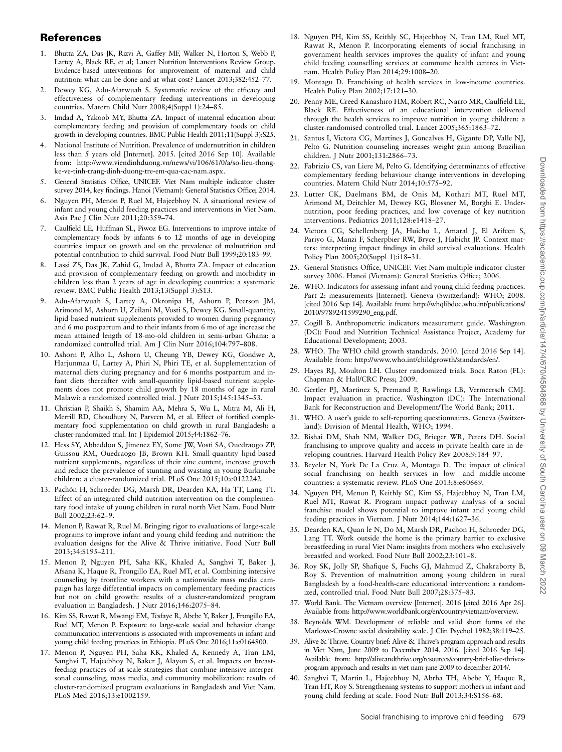## References

1. Bhutta ZA, Das JK, Rizvi A, Gaffey MF, Walker N, Horton S, Webb P, Lartey A, Black RE, et al; Lancet Nutrition Interventions Review Group. Evidence-based interventions for improvement of maternal and child nutrition: what can be done and at what cost? Lancet 2013;382:452–77.
2. Dewey KG, Adu-Afarwuah S. Systematic review of the efficacy and effectiveness of complementary feeding interventions in developing countries. Matern Child Nutr 2008;4(Suppl 1):24–85.
3. Imdad A, Yakoob MY, Bhutta ZA. Impact of maternal education about complementary feeding and provision of complementary foods on child growth in developing countries. BMC Public Health 2011;11(Suppl 3):S25.
4. National Institute of Nutrition. Prevalence of undernutrition in children less than 5 years old [Internet]. 2015. [cited 2016 Sep 10]. Available from: http://www.viendinhduong.vn/news/vi/106/61/0/a/so-lieu-thong-ke-ve-tinh-trang-dinh-duong-tre-em-qua-cac-nam.aspx.
5. General Statistics Office, UNICEF. Viet Nam multiple indicator cluster survey 2014, key findings. Hanoi (Vietnam): General Statistics Office; 2014.
6. Nguyen PH, Menon P, Ruel M, Hajeebhoy N. A situational review of infant and young child feeding practices and interventions in Viet Nam. Asia Pac J Clin Nutr 2011;20:359–74.
7. Caulfield LE, Huffman SL, Piwoz EG. Interventions to improve intake of complementary foods by infants 6 to 12 months of age in developing countries: impact on growth and on the prevalence of malnutrition and potential contribution to child survival. Food Nutr Bull 1999;20:183–99.
8. Lassi ZS, Das JK, Zahid G, Imdad A, Bhutta ZA. Impact of education and provision of complementary feeding on growth and morbidity in children less than 2 years of age in developing countries: a systematic review. BMC Public Health 2013;13(Suppl 3):S13.
9. Adu-Afarwuah S, Lartey A, Okronipa H, Ashorn P, Peerson JM, Arimond M, Ashorn U, Zeilani M, Vosti S, Dewey KG. Small-quantity, lipid-based nutrient supplements provided to women during pregnancy and 6 mo postpartum and to their infants from 6 mo of age increase the mean attained length of 18-mo-old children in semi-urban Ghana: a randomized controlled trial. Am J Clin Nutr 2016;104:797–808.
10. Ashorn P, Alho L, Ashorn U, Cheung YB, Dewey KG, Gondwe A, Harjunmaa U, Lartey A, Phiri N, Phiri TE, et al. Supplementation of maternal diets during pregnancy and for 6 months postpartum and infant diets thereafter with small-quantity lipid-based nutrient supplements does not promote child growth by 18 months of age in rural Malawi: a randomized controlled trial. J Nutr 2015;145:1345–53.
11. Christian P, Shaikh S, Shamim AA, Mehra S, Wu L, Mitra M, Ali H, Merrill RD, Choudhury N, Parveen M, et al. Effect of fortified complementary food supplementation on child growth in rural Bangladesh: a cluster-randomized trial. Int J Epidemiol 2015;44:1862–76.
12. Hess SY, Abbeddou S, Jimenez EY, Some JW, Vosti SA, Ouedraogo ZP, Guissou RM, Ouedraogo JB, Brown KH. Small-quantity lipid-based nutrient supplements, regardless of their zinc content, increase growth and reduce the prevalence of stunting and wasting in young Burkinabe children: a cluster-randomized trial. PLoS One 2015;10:e0122242.
13. Pachón H, Schroeder DG, Marsh DR, Dearden KA, Ha TT, Lang TT. Effect of an integrated child nutrition intervention on the complementary food intake of young children in rural north Viet Nam. Food Nutr Bull 2002;23:62–9.
14. Menon P, Rawat R, Ruel M. Bringing rigor to evaluations of large-scale programs to improve infant and young child feeding and nutrition: the evaluation designs for the Alive & Thrive initiative. Food Nutr Bull 2013;34:S195–211.
15. Menon P, Nguyen PH, Saha KK, Khaled A, Sanghvi T, Baker J, Afsana K, Haque R, Frongillo EA, Ruel MT, et al. Combining intensive counseling by frontline workers with a nationwide mass media campaign has large differential impacts on complementary feeding practices but not on child growth: results of a cluster-randomized program evaluation in Bangladesh. J Nutr 2016;146:2075–84.
16. Kim SS, Rawat R, Mwangi EM, Tesfaye R, Abebe Y, Baker J, Frongillo EA, Ruel MT, Menon P. Exposure to large-scale social and behavior change communication interventions is associated with improvements in infant and young child feeding practices in Ethiopia. PLoS One 2016;11:e0164800.
17. Menon P, Nguyen PH, Saha KK, Khaled A, Kennedy A, Tran LM, Sanghvi T, Hajeebhoy N, Baker J, Alayon S, et al. Impacts on breastfeeding practices of at-scale strategies that combine intensive interpersonal counseling, mass media, and community mobilization: results of cluster-randomized program evaluations in Bangladesh and Viet Nam. PLoS Med 2016;13:e1002159.
18. Nguyen PH, Kim SS, Keithly SC, Hajeebhoy N, Tran LM, Ruel MT, Rawat R, Menon P. Incorporating elements of social franchising in government health services improves the quality of infant and young child feeding counselling services at commune health centres in Vietnam. Health Policy Plan 2014;29:1008–20.
19. Montagu D. Franchising of health services in low-income countries. Health Policy Plan 2002;17:121–30.
20. Penny ME, Creed-Kanashiro HM, Robert RC, Narro MR, Caulfield LE, Black RE. Effectiveness of an educational intervention delivered through the health services to improve nutrition in young children: a cluster-randomised controlled trial. Lancet 2005;365:1863–72.
21. Santos I, Victora CG, Martines J, Goncalves H, Gigante DP, Valle NJ, Pelto G. Nutrition counseling increases weight gain among Brazilian children. J Nutr 2001;131:2866–73.
22. Fabrizio CS, van Liere M, Pelto G. Identifying determinants of effective complementary feeding behaviour change interventions in developing countries. Matern Child Nutr 2014;10:575–92.
23. Lutter CK, Daelmans BM, de Onis M, Kothari MT, Ruel MT, Arimond M, Deitchler M, Dewey KG, Blossner M, Borghi E. Undernutrition, poor feeding practices, and low coverage of key nutrition interventions. Pediatrics 2011;128:e1418–27.
24. Victora CG, Schellenberg JA, Huicho L, Amaral J, El Arifeen S, Pariyo G, Manzi F, Scherpbier RW, Bryce J, Habicht JP. Context matters: interpreting impact findings in child survival evaluations. Health Policy Plan 2005;20(Suppl 1):i18–31.
25. General Statistics Office, UNICEF. Viet Nam multiple indicator cluster survey 2006. Hanoi (Vietnam): General Statistics Office; 2006.
26. WHO. Indicators for assessing infant and young child feeding practices. Part 2: measurements [Internet]. Geneva (Switzerland): WHO; 2008. [cited 2016 Sep 14]. Available from: http://whqlibdoc.who.int/publications/2010/9789241599290_eng.pdf.
27. Cogill B. Anthropometric indicators measurement guide. Washington (DC): Food and Nutrition Technical Assistance Project, Academy for Educational Development; 2003.
28. WHO. The WHO child growth standards. 2010. [cited 2016 Sep 14]. Available from: http://www.who.int/childgrowth/standards/en/.
29. Hayes RJ, Moulton LH. Cluster randomized trials. Boca Raton (FL): Chapman & Hall/CRC Press; 2009.
30. Gertler PJ, Martinez S, Premand P, Rawlings LB, Vermeersch CMJ. Impact evaluation in practice. Washington (DC): The International Bank for Reconstruction and Development/The World Bank; 2011.
31. WHO. A user's guide to self-reporting questionnaires. Geneva (Switzerland): Division of Mental Health, WHO; 1994.
32. Bishai DM, Shah NM, Walker DG, Brieger WR, Peters DH. Social franchising to improve quality and access in private health care in developing countries. Harvard Health Policy Rev 2008;9:184–97.
33. Beyeler N, York De La Cruz A, Montagu D. The impact of clinical social franchising on health services in low- and middle-income countries: a systematic review. PLoS One 2013;8:e60669.
34. Nguyen PH, Menon P, Keithly SC, Kim SS, Hajeebhoy N, Tran LM, Ruel MT, Rawat R. Program impact pathway analysis of a social franchise model shows potential to improve infant and young child feeding practices in Vietnam. J Nutr 2014;144:1627–36.
35. Dearden KA, Quan le N, Do M, Marsh DR, Pachon H, Schroeder DG, Lang TT. Work outside the home is the primary barrier to exclusive breastfeeding in rural Viet Nam: insights from mothers who exclusively breastfed and worked. Food Nutr Bull 2002;23:101–8.
36. Roy SK, Jolly SP, Shafique S, Fuchs GJ, Mahmud Z, Chakraborty B, Roy S. Prevention of malnutrition among young children in rural Bangladesh by a food-health-care educational intervention: a randomized, controlled trial. Food Nutr Bull 2007;28:375–83.
37. World Bank. The Vietnam overview [Internet]. 2016 [cited 2016 Apr 26]. Available from: http://www.worldbank.org/en/country/vietnam/overview.
38. Reynolds WM. Development of reliable and valid short forms of the Marlowe-Crowne social desirability scale. J Clin Psychol 1982;38:119–25.
39. Alive & Thrive. Country brief: Alive & Thrive's program approach and results in Viet Nam, June 2009 to December 2014. 2016. [cited 2016 Sep 14]. Available from: http://aliveandthrive.org/resources/country-brief-alive-thrives-program-approach-and-results-in-viet-nam-june-2009-to-december-2014/.
40. Sanghvi T, Martin L, Hajeebhoy N, Abrha TH, Abebe Y, Haque R, Tran HT, Roy S. Strengthening systems to support mothers in infant and young child feeding at scale. Food Nutr Bull 2013;34:S156–68.